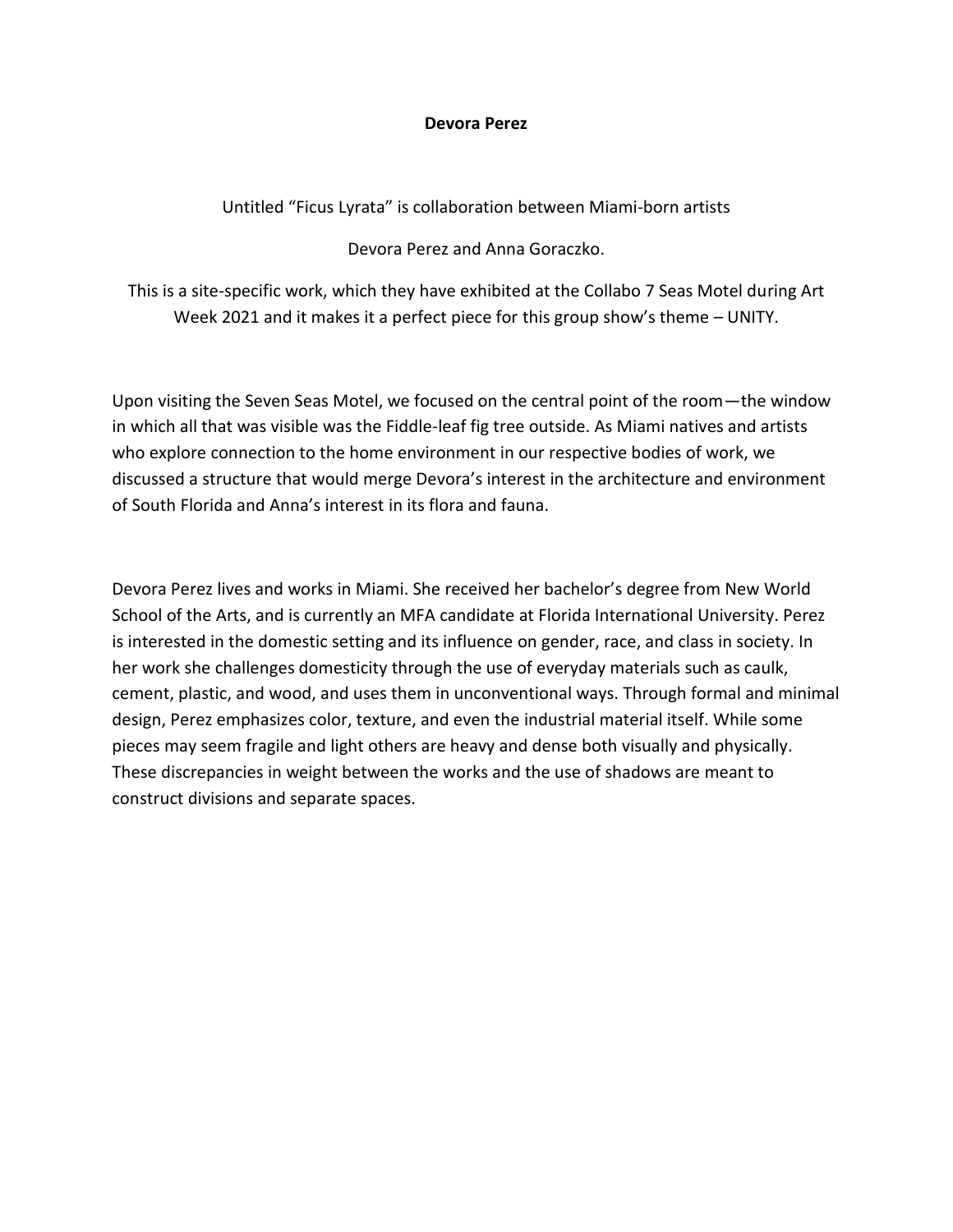**Devora Perez**

Untitled "Ficus Lyrata" is collaboration between Miami-born artists

Devora Perez and Anna Goraczko.

This is a site-specific work, which they have exhibited at the Collabo 7 Seas Motel during Art Week 2021 and it makes it a perfect piece for this group show's theme – UNITY.

Upon visiting the Seven Seas Motel, we focused on the central point of the room—the window in which all that was visible was the Fiddle-leaf fig tree outside. As Miami natives and artists who explore connection to the home environment in our respective bodies of work, we discussed a structure that would merge Devora's interest in the architecture and environment of South Florida and Anna's interest in its flora and fauna.

Devora Perez lives and works in Miami. She received her bachelor's degree from New World School of the Arts, and is currently an MFA candidate at Florida International University. Perez is interested in the domestic setting and its influence on gender, race, and class in society. In her work she challenges domesticity through the use of everyday materials such as caulk, cement, plastic, and wood, and uses them in unconventional ways. Through formal and minimal design, Perez emphasizes color, texture, and even the industrial material itself. While some pieces may seem fragile and light others are heavy and dense both visually and physically. These discrepancies in weight between the works and the use of shadows are meant to construct divisions and separate spaces.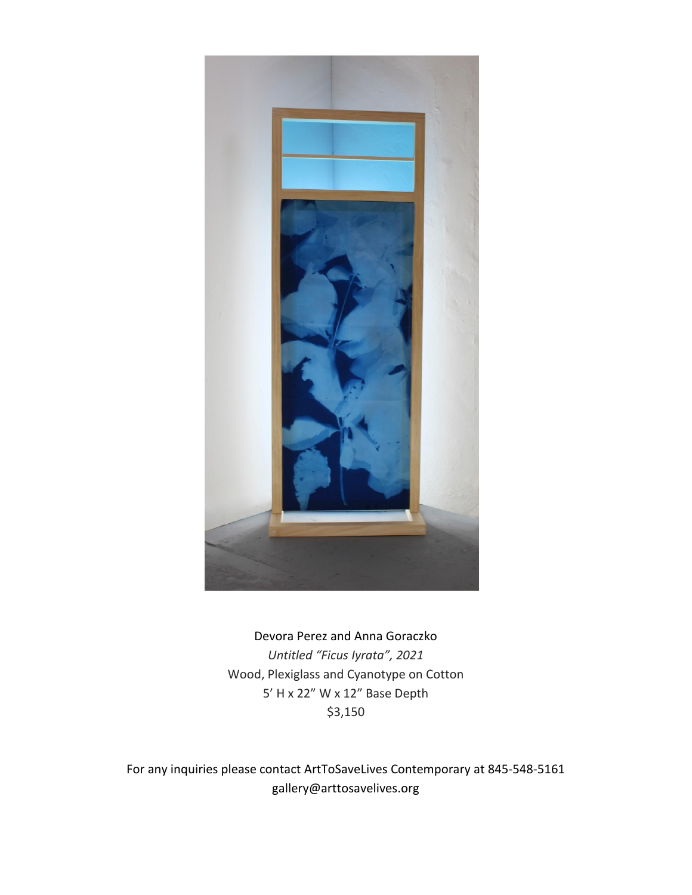Devora Perez and Anna Goraczko

*Untitled "Ficus Iyrata", 2021*

Wood, Plexiglass and Cyanotype on Cotton

5' H x 22" W x 12" Base Depth

$3,150

For any inquiries please contact ArtToSaveLives Contemporary at 845-548-5161

gallery@arttosavelives.org